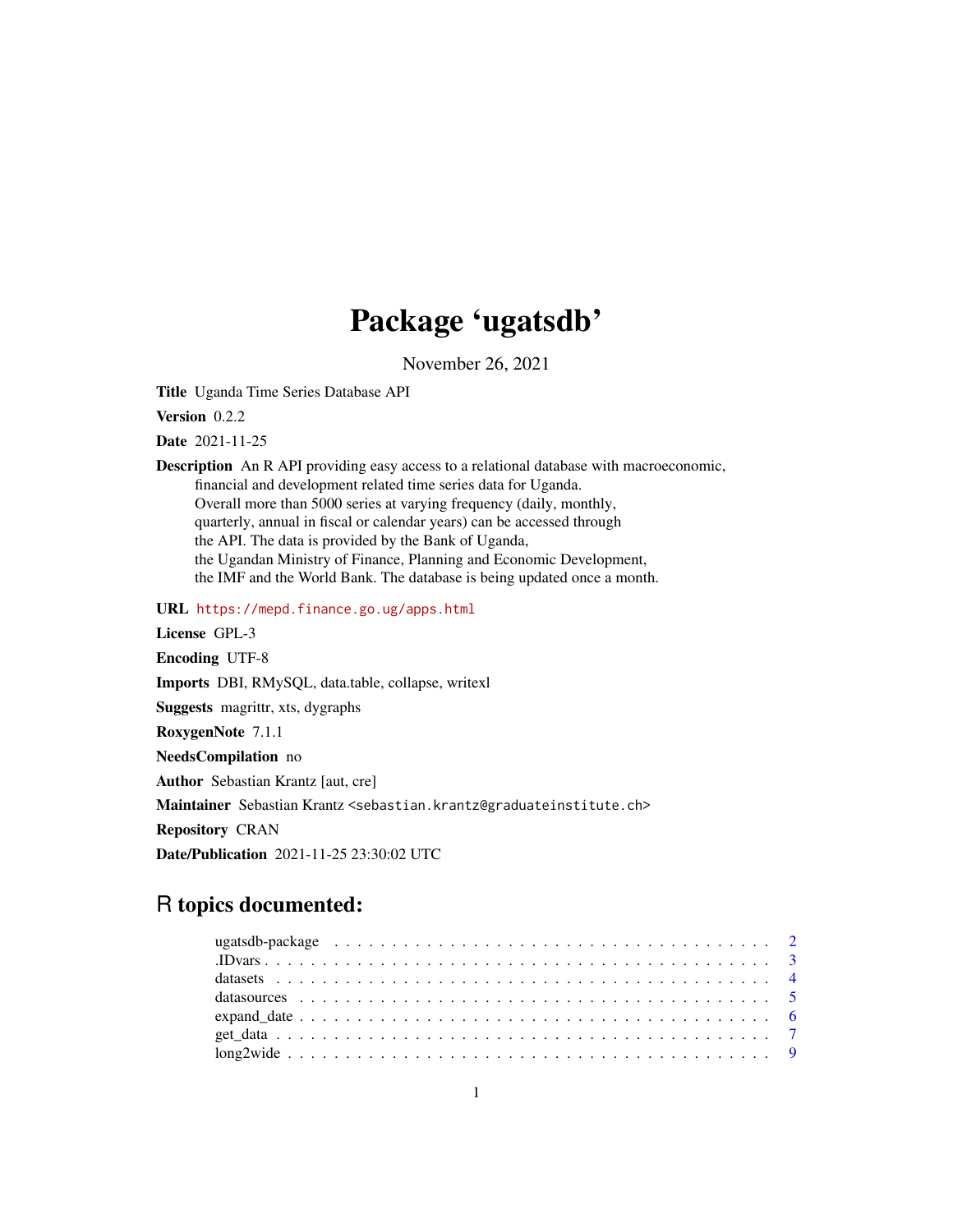# Package 'ugatsdb'

November 26, 2021

**Title** Uganda Time Series Database API

**Version** 0.2.2

**Date** 2021-11-25

**Description** An R API providing easy access to a relational database with macroeconomic, financial and development related time series data for Uganda. Overall more than 5000 series at varying frequency (daily, monthly, quarterly, annual in fiscal or calendar years) can be accessed through the API. The data is provided by the Bank of Uganda, the Ugandan Ministry of Finance, Planning and Economic Development, the IMF and the World Bank. The database is being updated once a month.

**URL** https://mepd.finance.go.ug/apps.html

**License** GPL-3

**Encoding** UTF-8

**Imports** DBI, RMySQL, data.table, collapse, writexl

**Suggests** magrittr, xts, dygraphs

**RoxygenNote** 7.1.1

**NeedsCompilation** no

**Author** Sebastian Krantz [aut, cre]

**Maintainer** Sebastian Krantz <sebastian.krantz@graduateinstitute.ch>

**Repository** CRAN

**Date/Publication** 2021-11-25 23:30:02 UTC

## R topics documented:

| | |
|---|---|
| ugatsdb-package | 2 |
| .IDvars | 3 |
| datasets | 4 |
| datasources | 5 |
| expand_date | 6 |
| get_data | 7 |
| long2wide | 9 |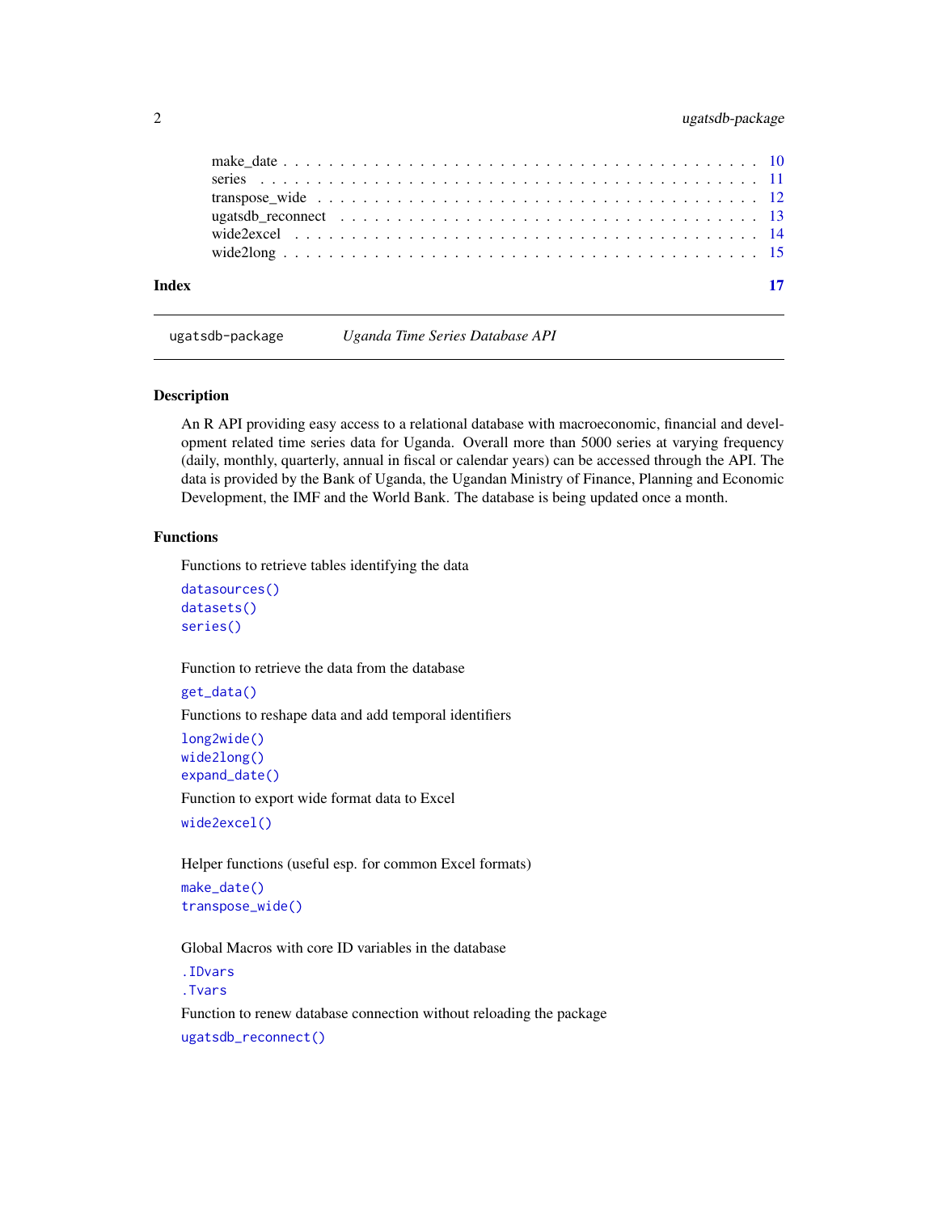make_date . . . . . . . . . . . . . . . . . . . . . . . . . . . . . . . . . . . . . . 10
series . . . . . . . . . . . . . . . . . . . . . . . . . . . . . . . . . . . . . . . . 11
transpose_wide . . . . . . . . . . . . . . . . . . . . . . . . . . . . . . . . . . . . 12
ugatsdb_reconnect . . . . . . . . . . . . . . . . . . . . . . . . . . . . . . . . . . 13
wide2excel . . . . . . . . . . . . . . . . . . . . . . . . . . . . . . . . . . . . . . 14
wide2long . . . . . . . . . . . . . . . . . . . . . . . . . . . . . . . . . . . . . . . 15

**Index** **17**

---

`ugatsdb-package` *Uganda Time Series Database API*

---

## Description

An R API providing easy access to a relational database with macroeconomic, financial and development related time series data for Uganda. Overall more than 5000 series at varying frequency (daily, monthly, quarterly, annual in fiscal or calendar years) can be accessed through the API. The data is provided by the Bank of Uganda, the Ugandan Ministry of Finance, Planning and Economic Development, the IMF and the World Bank. The database is being updated once a month.

## Functions

Functions to retrieve tables identifying the data

`datasources()`
`datasets()`
`series()`

Function to retrieve the data from the database

`get_data()`

Functions to reshape data and add temporal identifiers

`long2wide()`
`wide2long()`
`expand_date()`

Function to export wide format data to Excel

`wide2excel()`

Helper functions (useful esp. for common Excel formats)

`make_date()`
`transpose_wide()`

Global Macros with core ID variables in the database

`.IDvars`
`.Tvars`

Function to renew database connection without reloading the package

`ugatsdb_reconnect()`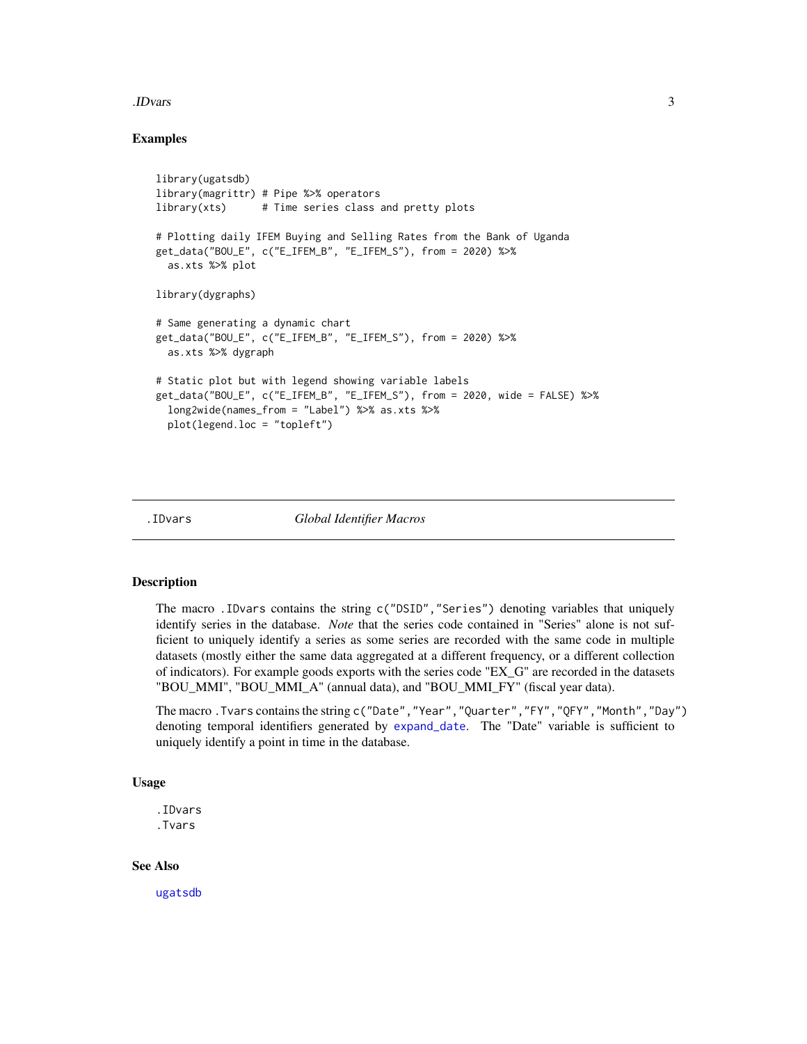## Examples

```
library(ugatsdb)
library(magrittr) # Pipe %>% operators
library(xts)      # Time series class and pretty plots

# Plotting daily IFEM Buying and Selling Rates from the Bank of Uganda
get_data("BOU_E", c("E_IFEM_B", "E_IFEM_S"), from = 2020) %>%
  as.xts %>% plot

library(dygraphs)

# Same generating a dynamic chart
get_data("BOU_E", c("E_IFEM_B", "E_IFEM_S"), from = 2020) %>%
  as.xts %>% dygraph

# Static plot but with legend showing variable labels
get_data("BOU_E", c("E_IFEM_B", "E_IFEM_S"), from = 2020, wide = FALSE) %>%
  long2wide(names_from = "Label") %>% as.xts %>%
  plot(legend.loc = "topleft")
```

---

# .IDvars *Global Identifier Macros*

## Description

The macro `.IDvars` contains the string `c("DSID","Series")` denoting variables that uniquely identify series in the database. *Note* that the series code contained in "Series" alone is not sufficient to uniquely identify a series as some series are recorded with the same code in multiple datasets (mostly either the same data aggregated at a different frequency, or a different collection of indicators). For example goods exports with the series code "EX_G" are recorded in the datasets "BOU_MMI", "BOU_MMI_A" (annual data), and "BOU_MMI_FY" (fiscal year data).

The macro `.Tvars` contains the string `c("Date","Year","Quarter","FY","QFY","Month","Day")` denoting temporal identifiers generated by `expand_date`. The "Date" variable is sufficient to uniquely identify a point in time in the database.

## Usage

```
.IDvars
.Tvars
```

## See Also

`ugatsdb`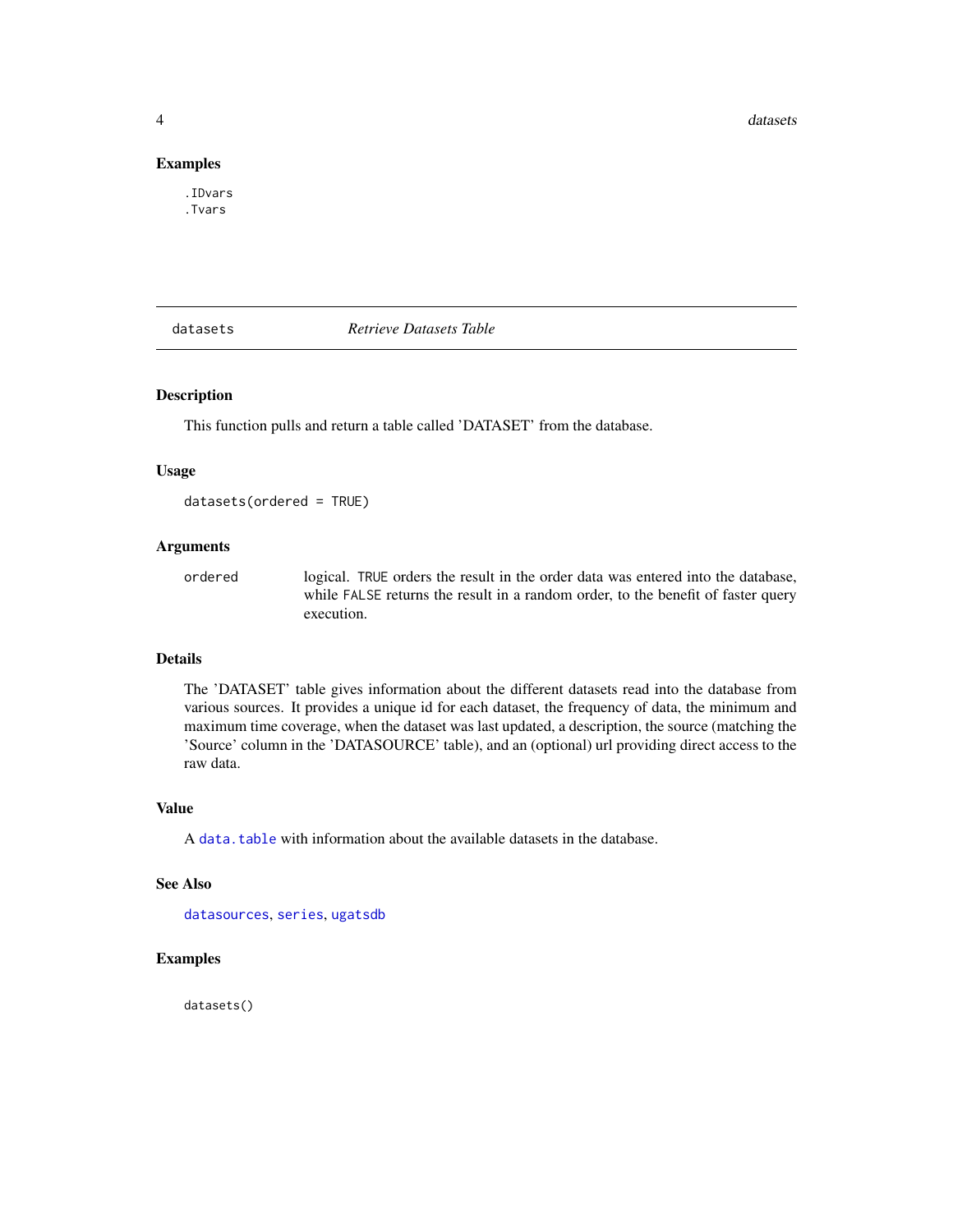### Examples

```
.IDvars
.Tvars
```

## datasets — *Retrieve Datasets Table*

### Description

This function pulls and return a table called 'DATASET' from the database.

### Usage

```
datasets(ordered = TRUE)
```

### Arguments

| | |
|---|---|
| `ordered` | logical. `TRUE` orders the result in the order data was entered into the database, while `FALSE` returns the result in a random order, to the benefit of faster query execution. |

### Details

The 'DATASET' table gives information about the different datasets read into the database from various sources. It provides a unique id for each dataset, the frequency of data, the minimum and maximum time coverage, when the dataset was last updated, a description, the source (matching the 'Source' column in the 'DATASOURCE' table), and an (optional) url providing direct access to the raw data.

### Value

A `data.table` with information about the available datasets in the database.

### See Also

`datasources`, `series`, `ugatsdb`

### Examples

```
datasets()
```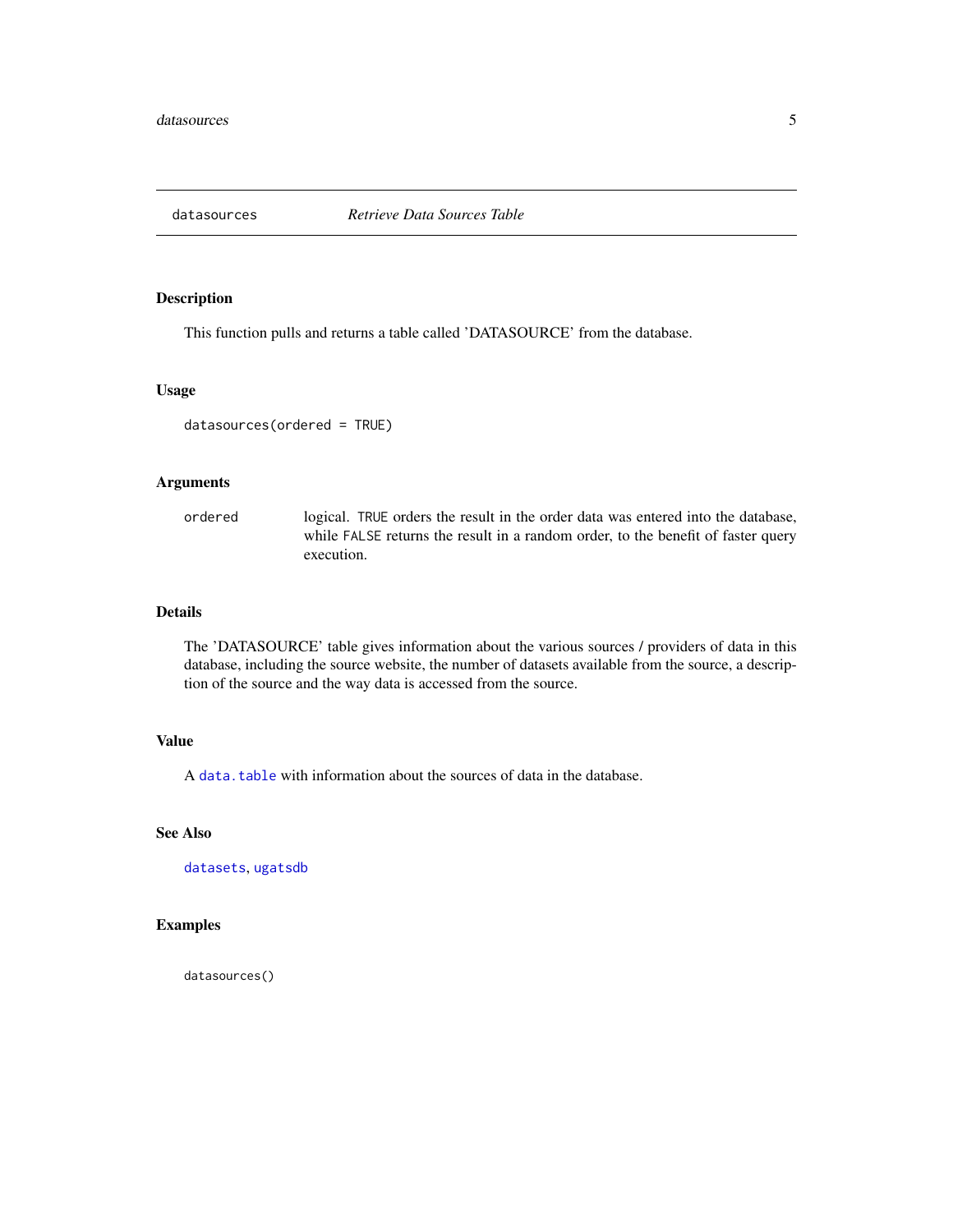## datasources — *Retrieve Data Sources Table*

### Description

This function pulls and returns a table called 'DATASOURCE' from the database.

### Usage

```
datasources(ordered = TRUE)
```

### Arguments

| | |
|---|---|
| `ordered` | logical. `TRUE` orders the result in the order data was entered into the database, while `FALSE` returns the result in a random order, to the benefit of faster query execution. |

### Details

The 'DATASOURCE' table gives information about the various sources / providers of data in this database, including the source website, the number of datasets available from the source, a description of the source and the way data is accessed from the source.

### Value

A `data.table` with information about the sources of data in the database.

### See Also

`datasets`, `ugatsdb`

### Examples

```
datasources()
```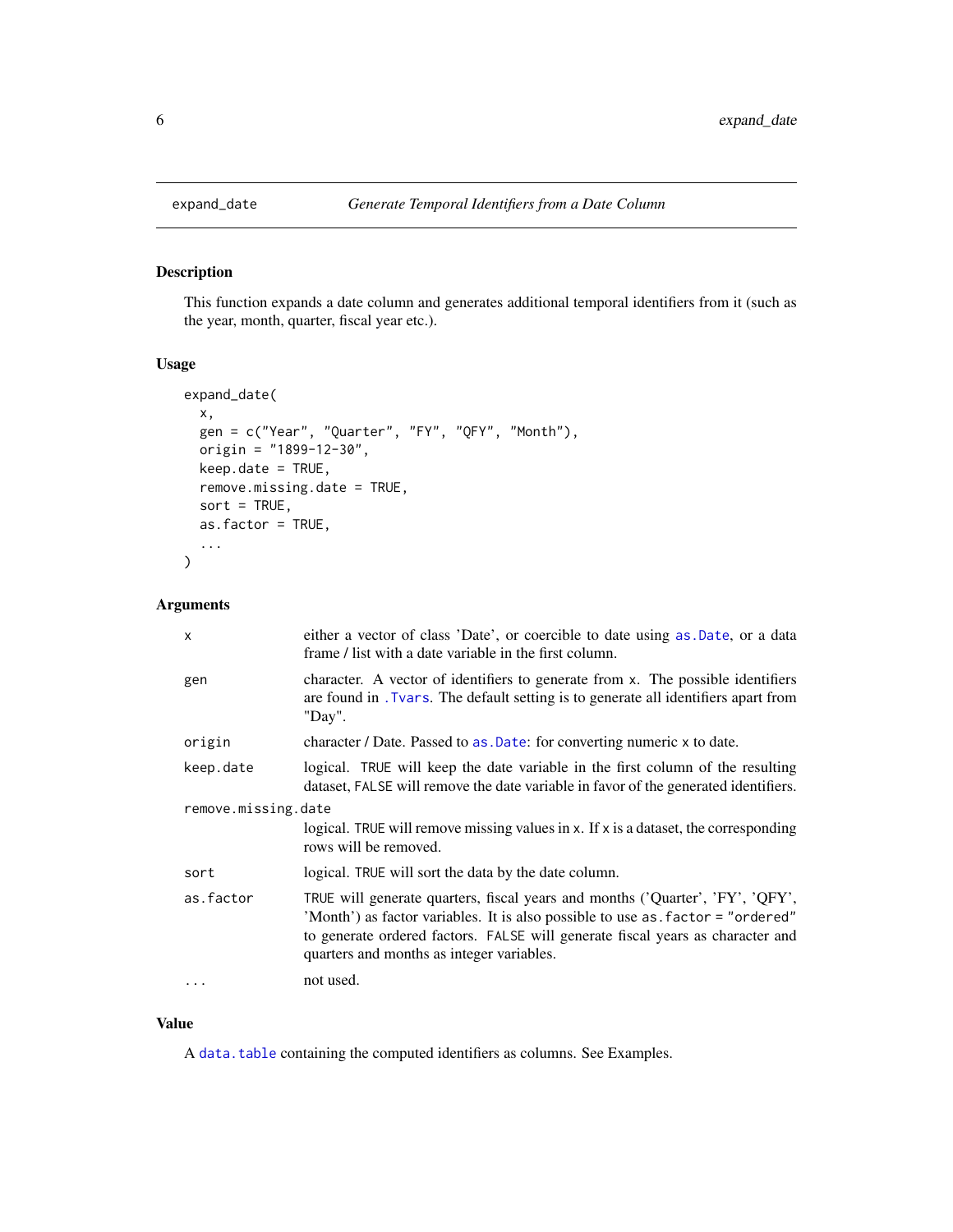## expand_date — *Generate Temporal Identifiers from a Date Column*

### Description

This function expands a date column and generates additional temporal identifiers from it (such as the year, month, quarter, fiscal year etc.).

### Usage

```
expand_date(
  x,
  gen = c("Year", "Quarter", "FY", "QFY", "Month"),
  origin = "1899-12-30",
  keep.date = TRUE,
  remove.missing.date = TRUE,
  sort = TRUE,
  as.factor = TRUE,
  ...
)
```

### Arguments

| Argument | Description |
|---|---|
| `x` | either a vector of class 'Date', or coercible to date using `as.Date`, or a data frame / list with a date variable in the first column. |
| `gen` | character. A vector of identifiers to generate from `x`. The possible identifiers are found in `.Tvars`. The default setting is to generate all identifiers apart from "Day". |
| `origin` | character / Date. Passed to `as.Date`: for converting numeric `x` to date. |
| `keep.date` | logical. `TRUE` will keep the date variable in the first column of the resulting dataset, `FALSE` will remove the date variable in favor of the generated identifiers. |
| `remove.missing.date` | logical. `TRUE` will remove missing values in `x`. If `x` is a dataset, the corresponding rows will be removed. |
| `sort` | logical. `TRUE` will sort the data by the date column. |
| `as.factor` | `TRUE` will generate quarters, fiscal years and months ('Quarter', 'FY', 'QFY', 'Month') as factor variables. It is also possible to use `as.factor = "ordered"` to generate ordered factors. `FALSE` will generate fiscal years as character and quarters and months as integer variables. |
| `...` | not used. |

### Value

A `data.table` containing the computed identifiers as columns. See Examples.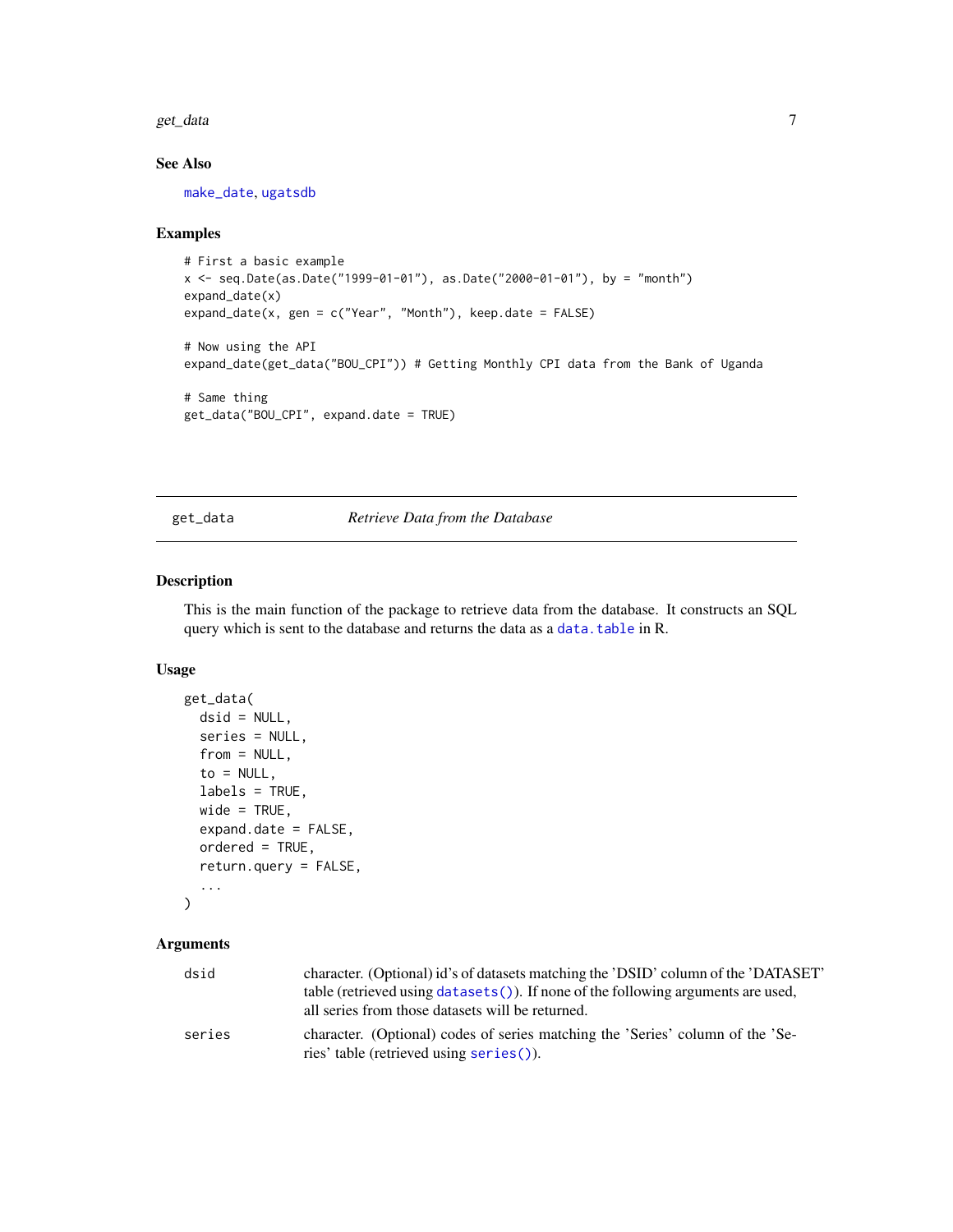### See Also

make_date, ugatsdb

### Examples

```
# First a basic example
x <- seq.Date(as.Date("1999-01-01"), as.Date("2000-01-01"), by = "month")
expand_date(x)
expand_date(x, gen = c("Year", "Month"), keep.date = FALSE)

# Now using the API
expand_date(get_data("BOU_CPI")) # Getting Monthly CPI data from the Bank of Uganda

# Same thing
get_data("BOU_CPI", expand.date = TRUE)
```

---

## get_data — *Retrieve Data from the Database*

---

### Description

This is the main function of the package to retrieve data from the database. It constructs an SQL query which is sent to the database and returns the data as a data.table in R.

### Usage

```
get_data(
  dsid = NULL,
  series = NULL,
  from = NULL,
  to = NULL,
  labels = TRUE,
  wide = TRUE,
  expand.date = FALSE,
  ordered = TRUE,
  return.query = FALSE,
  ...
)
```

### Arguments

| | |
|---|---|
| dsid | character. (Optional) id's of datasets matching the 'DSID' column of the 'DATASET' table (retrieved using datasets()). If none of the following arguments are used, all series from those datasets will be returned. |
| series | character. (Optional) codes of series matching the 'Series' column of the 'Series' table (retrieved using series()). |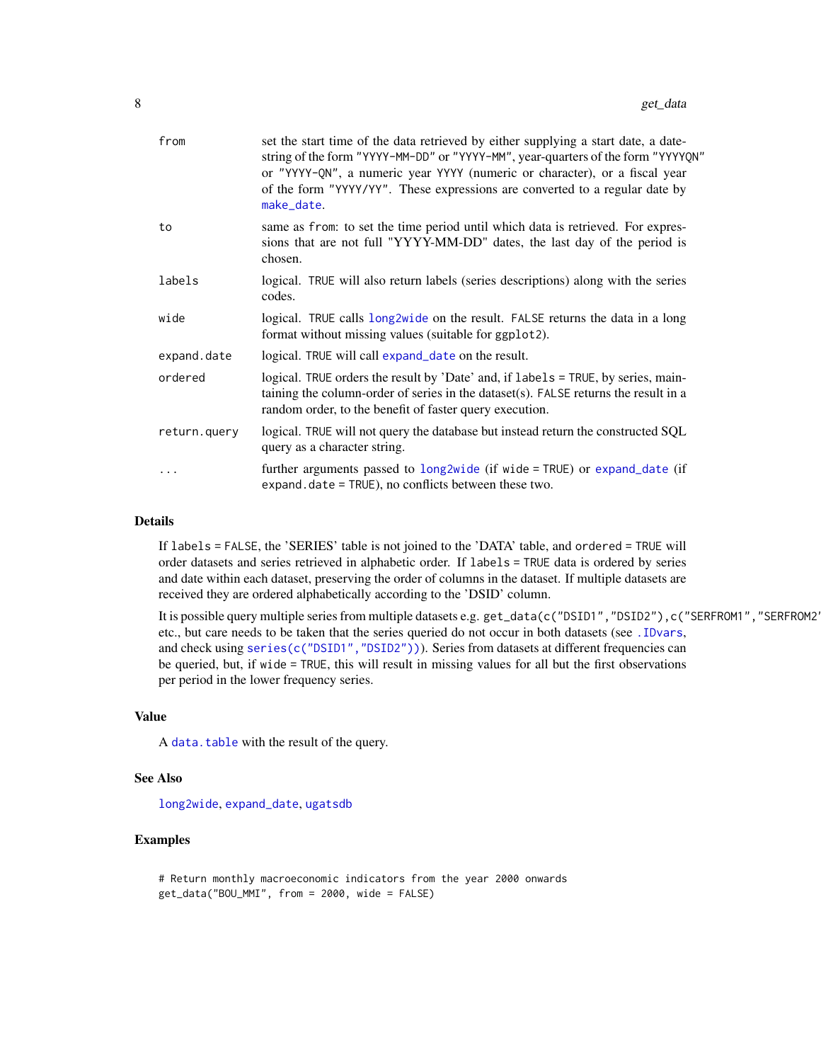| | |
|---|---|
| `from` | set the start time of the data retrieved by either supplying a start date, a date-string of the form "YYYY-MM-DD" or "YYYY-MM", year-quarters of the form "YYYYQN" or "YYYY-QN", a numeric year YYYY (numeric or character), or a fiscal year of the form "YYYY/YY". These expressions are converted to a regular date by `make_date`. |
| `to` | same as `from`: to set the time period until which data is retrieved. For expressions that are not full "YYYY-MM-DD" dates, the last day of the period is chosen. |
| `labels` | logical. `TRUE` will also return labels (series descriptions) along with the series codes. |
| `wide` | logical. `TRUE` calls `long2wide` on the result. `FALSE` returns the data in a long format without missing values (suitable for `ggplot2`). |
| `expand.date` | logical. `TRUE` will call `expand_date` on the result. |
| `ordered` | logical. `TRUE` orders the result by 'Date' and, if `labels = TRUE`, by series, maintaining the column-order of series in the dataset(s). `FALSE` returns the result in a random order, to the benefit of faster query execution. |
| `return.query` | logical. `TRUE` will not query the database but instead return the constructed SQL query as a character string. |
| `...` | further arguments passed to `long2wide` (if `wide = TRUE`) or `expand_date` (if `expand.date = TRUE`), no conflicts between these two. |

## Details

If `labels = FALSE`, the 'SERIES' table is not joined to the 'DATA' table, and `ordered = TRUE` will order datasets and series retrieved in alphabetic order. If `labels = TRUE` data is ordered by series and date within each dataset, preserving the order of columns in the dataset. If multiple datasets are received they are ordered alphabetically according to the 'DSID' column.

It is possible query multiple series from multiple datasets e.g. `get_data(c("DSID1","DSID2"),c("SERFROM1","SERFROM2"` etc., but care needs to be taken that the series queried do not occur in both datasets (see `.IDvars`, and check using `series(c("DSID1","DSID2"))`). Series from datasets at different frequencies can be queried, but, if `wide = TRUE`, this will result in missing values for all but the first observations per period in the lower frequency series.

## Value

A `data.table` with the result of the query.

## See Also

`long2wide`, `expand_date`, `ugatsdb`

## Examples

```
# Return monthly macroeconomic indicators from the year 2000 onwards
get_data("BOU_MMI", from = 2000, wide = FALSE)
```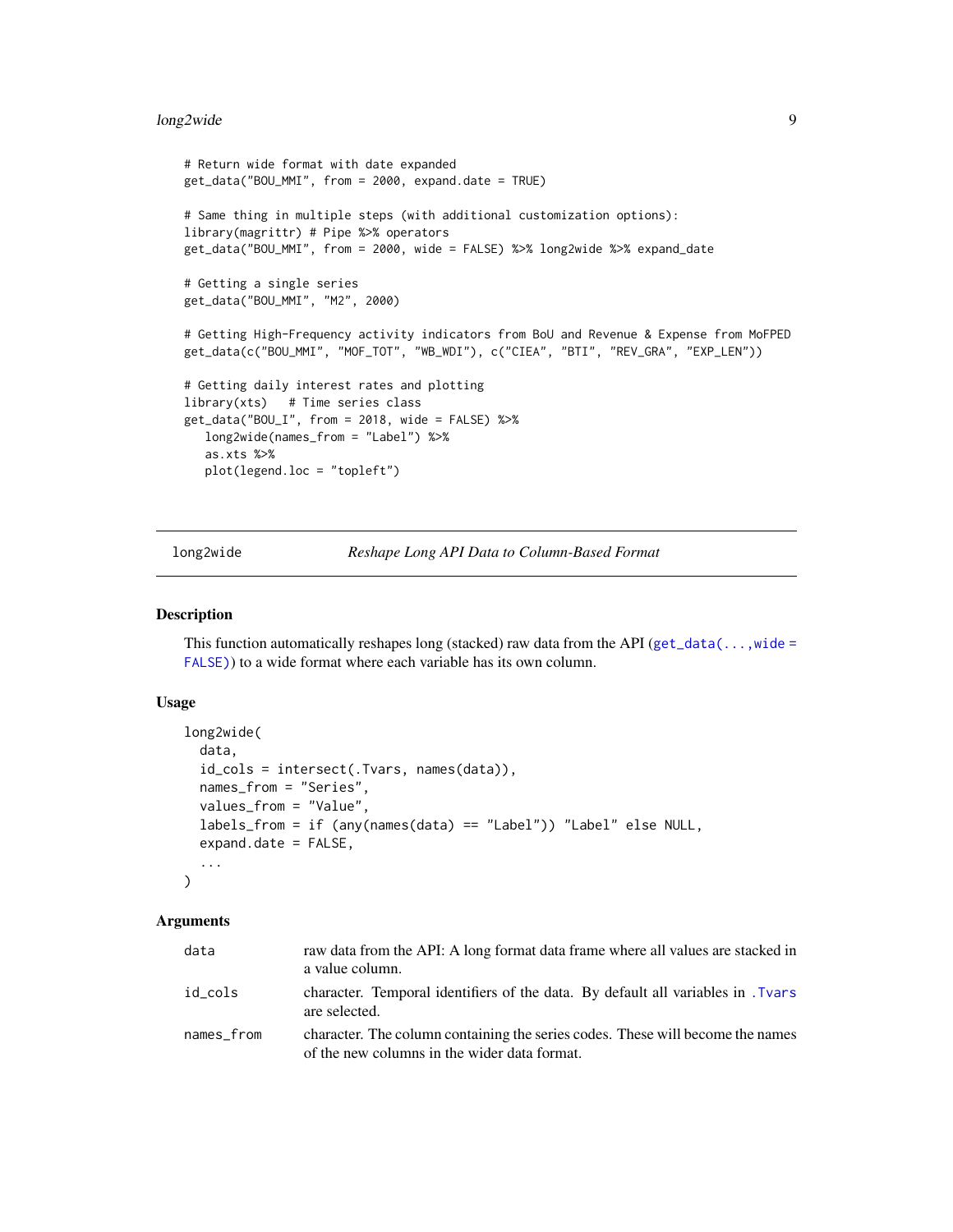```
# Return wide format with date expanded
get_data("BOU_MMI", from = 2000, expand.date = TRUE)

# Same thing in multiple steps (with additional customization options):
library(magrittr) # Pipe %>% operators
get_data("BOU_MMI", from = 2000, wide = FALSE) %>% long2wide %>% expand_date

# Getting a single series
get_data("BOU_MMI", "M2", 2000)

# Getting High-Frequency activity indicators from BoU and Revenue & Expense from MoFPED
get_data(c("BOU_MMI", "MOF_TOT", "WB_WDI"), c("CIEA", "BTI", "REV_GRA", "EXP_LEN"))

# Getting daily interest rates and plotting
library(xts)   # Time series class
get_data("BOU_I", from = 2018, wide = FALSE) %>%
   long2wide(names_from = "Label") %>%
   as.xts %>%
   plot(legend.loc = "topleft")
```

---

## long2wide — *Reshape Long API Data to Column-Based Format*

### Description

This function automatically reshapes long (stacked) raw data from the API (`get_data(...,wide = FALSE)`) to a wide format where each variable has its own column.

### Usage

```
long2wide(
  data,
  id_cols = intersect(.Tvars, names(data)),
  names_from = "Series",
  values_from = "Value",
  labels_from = if (any(names(data) == "Label")) "Label" else NULL,
  expand.date = FALSE,
  ...
)
```

### Arguments

| | |
|---|---|
| `data` | raw data from the API: A long format data frame where all values are stacked in a value column. |
| `id_cols` | character. Temporal identifiers of the data. By default all variables in `.Tvars` are selected. |
| `names_from` | character. The column containing the series codes. These will become the names of the new columns in the wider data format. |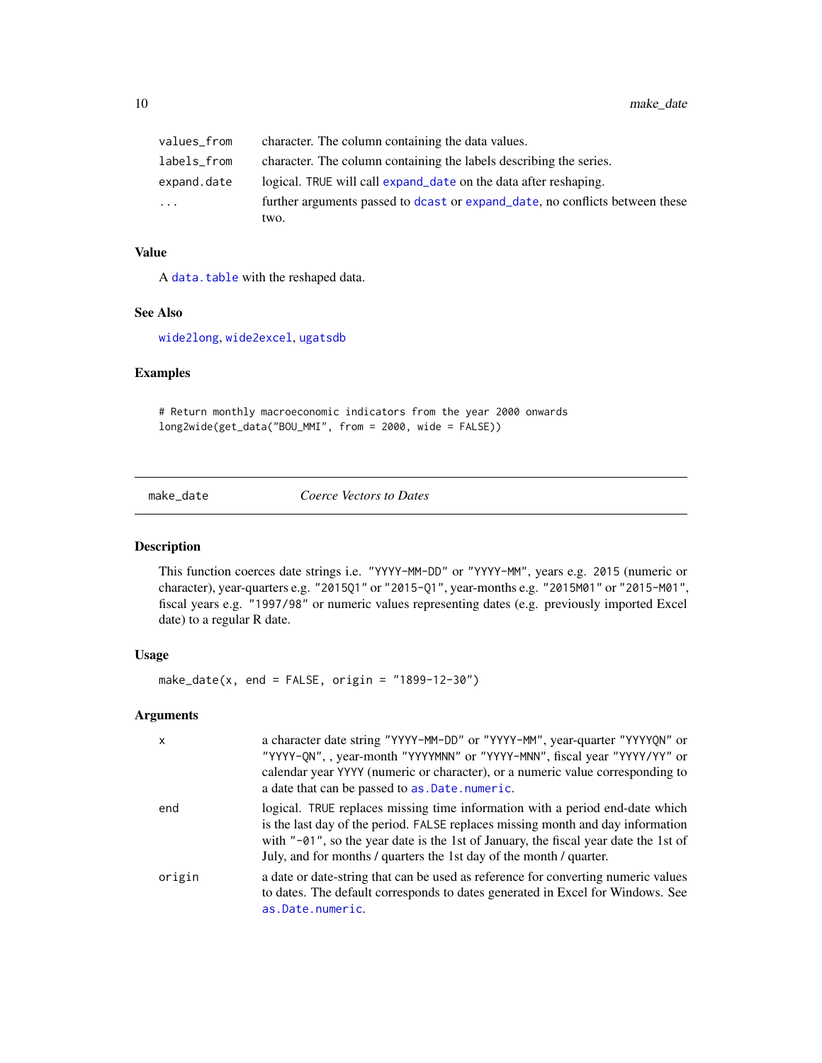| | |
|---|---|
| values_from | character. The column containing the data values. |
| labels_from | character. The column containing the labels describing the series. |
| expand.date | logical. TRUE will call expand_date on the data after reshaping. |
| ... | further arguments passed to dcast or expand_date, no conflicts between these two. |

### Value

A data.table with the reshaped data.

### See Also

wide2long, wide2excel, ugatsdb

### Examples

```
# Return monthly macroeconomic indicators from the year 2000 onwards
long2wide(get_data("BOU_MMI", from = 2000, wide = FALSE))
```

---

## make_date — *Coerce Vectors to Dates*

### Description

This function coerces date strings i.e. "YYYY-MM-DD" or "YYYY-MM", years e.g. 2015 (numeric or character), year-quarters e.g. "2015Q1" or "2015-Q1", year-months e.g. "2015M01" or "2015-M01", fiscal years e.g. "1997/98" or numeric values representing dates (e.g. previously imported Excel date) to a regular R date.

### Usage

```
make_date(x, end = FALSE, origin = "1899-12-30")
```

### Arguments

| | |
|---|---|
| x | a character date string "YYYY-MM-DD" or "YYYY-MM", year-quarter "YYYYQN" or "YYYY-QN", , year-month "YYYYMNN" or "YYYY-MNN", fiscal year "YYYY/YY" or calendar year YYYY (numeric or character), or a numeric value corresponding to a date that can be passed to as.Date.numeric. |
| end | logical. TRUE replaces missing time information with a period end-date which is the last day of the period. FALSE replaces missing month and day information with "-01", so the year date is the 1st of January, the fiscal year date the 1st of July, and for months / quarters the 1st day of the month / quarter. |
| origin | a date or date-string that can be used as reference for converting numeric values to dates. The default corresponds to dates generated in Excel for Windows. See as.Date.numeric. |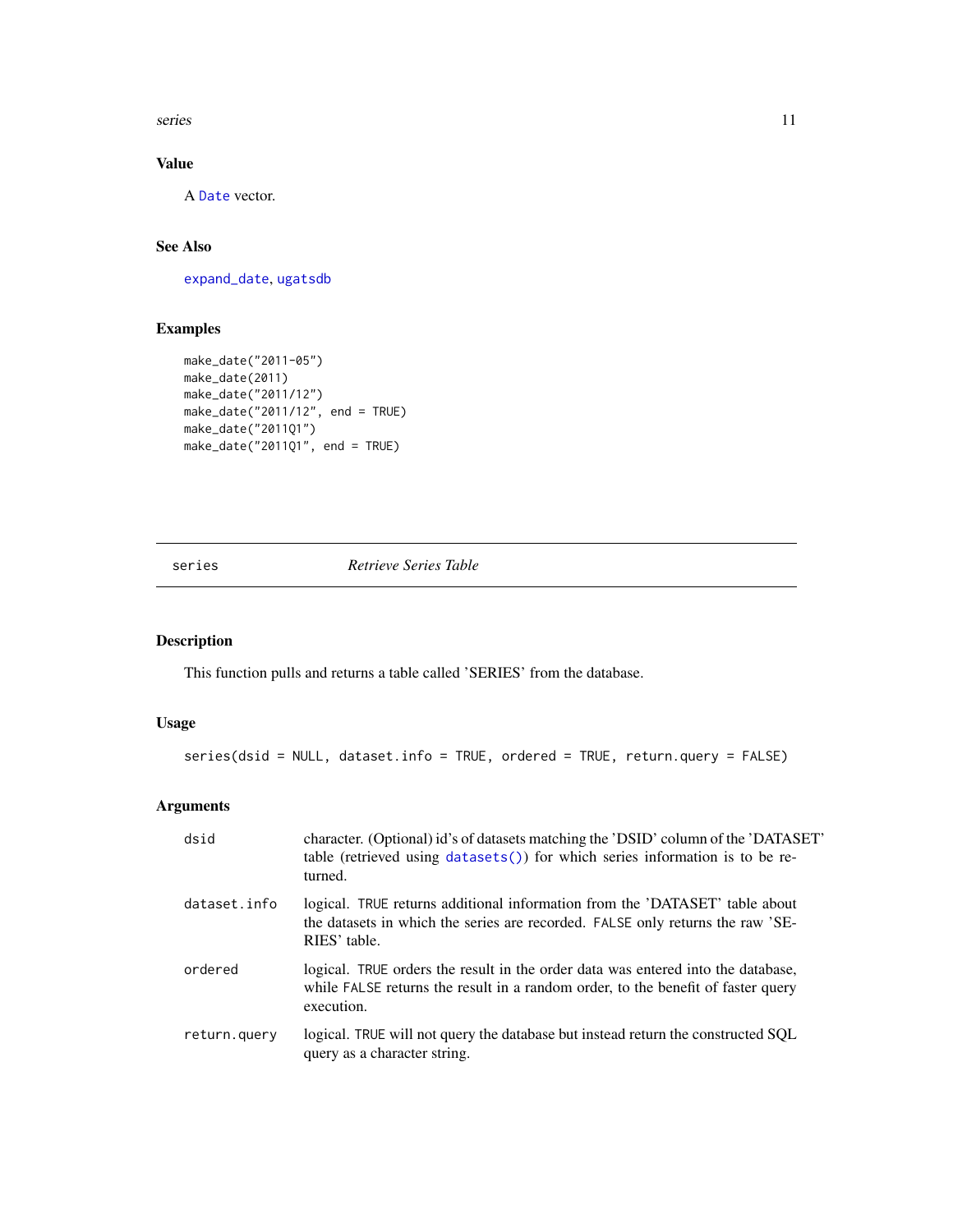## Value

A `Date` vector.

## See Also

`expand_date`, `ugatsdb`

## Examples

```
make_date("2011-05")
make_date(2011)
make_date("2011/12")
make_date("2011/12", end = TRUE)
make_date("2011Q1")
make_date("2011Q1", end = TRUE)
```

---

# series — *Retrieve Series Table*

---

## Description

This function pulls and returns a table called 'SERIES' from the database.

## Usage

```
series(dsid = NULL, dataset.info = TRUE, ordered = TRUE, return.query = FALSE)
```

## Arguments

| | |
|---|---|
| `dsid` | character. (Optional) id's of datasets matching the 'DSID' column of the 'DATASET' table (retrieved using `datasets()`) for which series information is to be returned. |
| `dataset.info` | logical. `TRUE` returns additional information from the 'DATASET' table about the datasets in which the series are recorded. `FALSE` only returns the raw 'SERIES' table. |
| `ordered` | logical. `TRUE` orders the result in the order data was entered into the database, while `FALSE` returns the result in a random order, to the benefit of faster query execution. |
| `return.query` | logical. `TRUE` will not query the database but instead return the constructed SQL query as a character string. |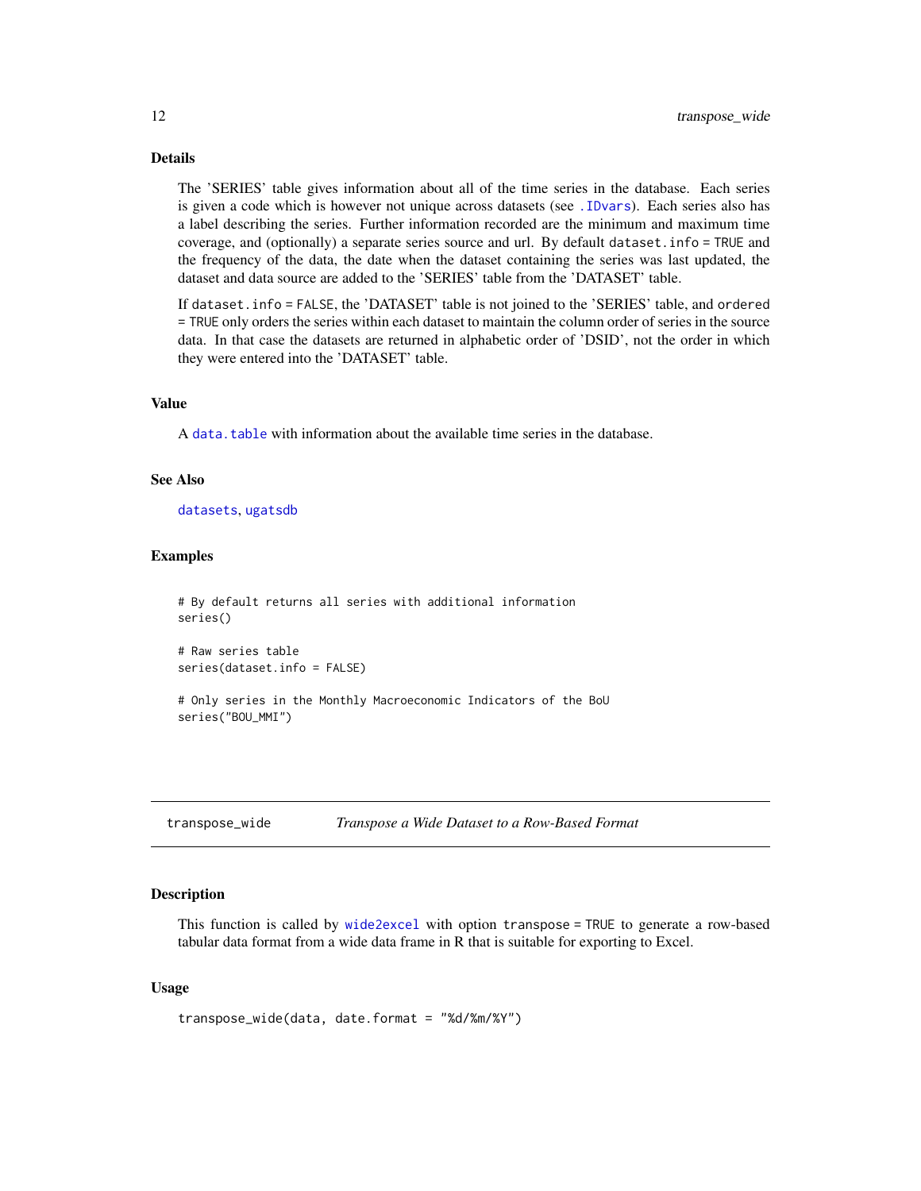## Details

The 'SERIES' table gives information about all of the time series in the database. Each series is given a code which is however not unique across datasets (see `.IDvars`). Each series also has a label describing the series. Further information recorded are the minimum and maximum time coverage, and (optionally) a separate series source and url. By default `dataset.info = TRUE` and the frequency of the data, the date when the dataset containing the series was last updated, the dataset and data source are added to the 'SERIES' table from the 'DATASET' table.

If `dataset.info = FALSE`, the 'DATASET' table is not joined to the 'SERIES' table, and `ordered = TRUE` only orders the series within each dataset to maintain the column order of series in the source data. In that case the datasets are returned in alphabetic order of 'DSID', not the order in which they were entered into the 'DATASET' table.

## Value

A `data.table` with information about the available time series in the database.

## See Also

`datasets`, `ugatsdb`

## Examples

```
# By default returns all series with additional information
series()

# Raw series table
series(dataset.info = FALSE)

# Only series in the Monthly Macroeconomic Indicators of the BoU
series("BOU_MMI")
```

---

# transpose_wide — *Transpose a Wide Dataset to a Row-Based Format*

## Description

This function is called by `wide2excel` with option `transpose = TRUE` to generate a row-based tabular data format from a wide data frame in R that is suitable for exporting to Excel.

## Usage

```
transpose_wide(data, date.format = "%d/%m/%Y")
```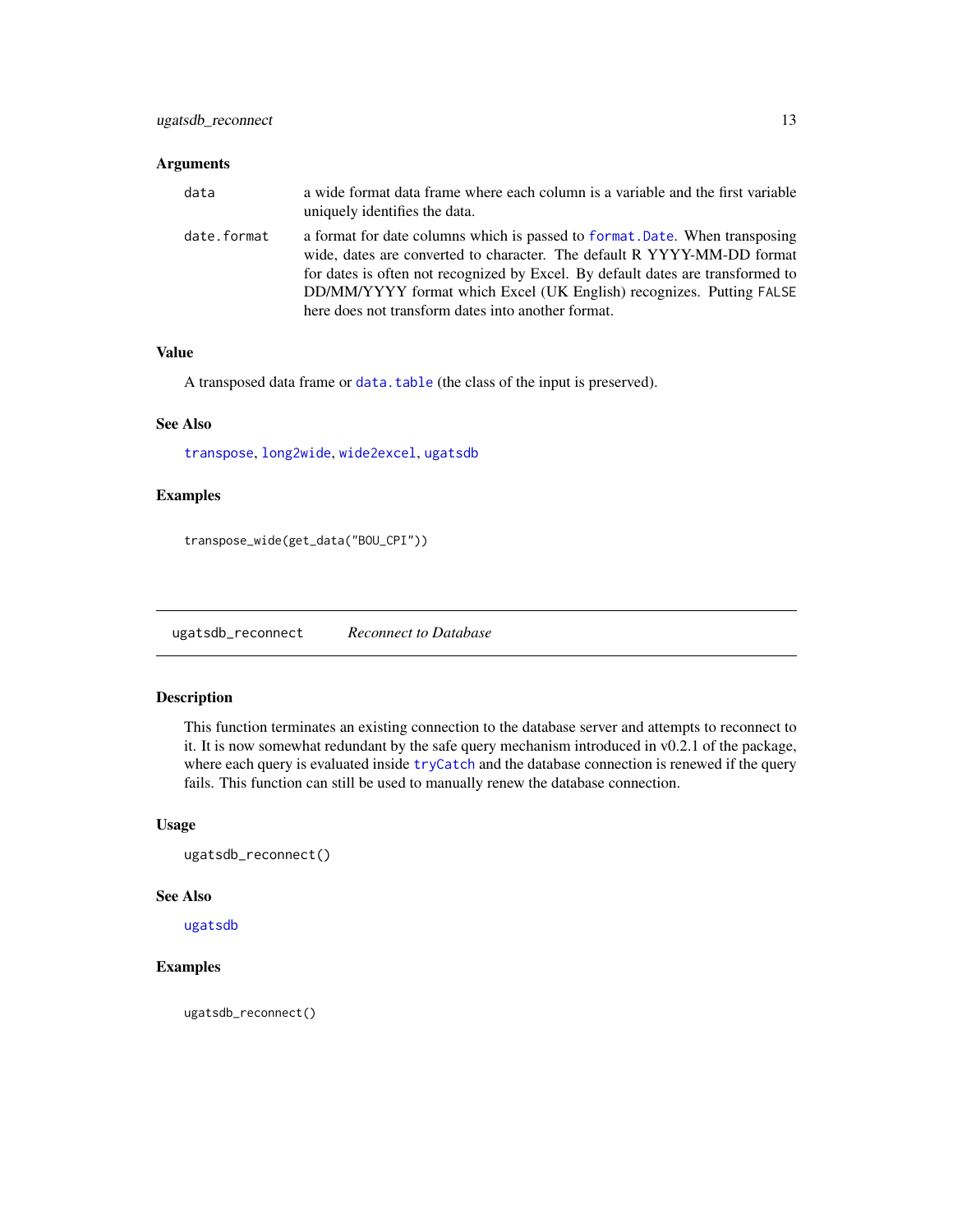### Arguments

| | |
|---|---|
| `data` | a wide format data frame where each column is a variable and the first variable uniquely identifies the data. |
| `date.format` | a format for date columns which is passed to `format.Date`. When transposing wide, dates are converted to character. The default R YYYY-MM-DD format for dates is often not recognized by Excel. By default dates are transformed to DD/MM/YYYY format which Excel (UK English) recognizes. Putting `FALSE` here does not transform dates into another format. |

### Value

A transposed data frame or `data.table` (the class of the input is preserved).

### See Also

`transpose`, `long2wide`, `wide2excel`, `ugatsdb`

### Examples

```
transpose_wide(get_data("BOU_CPI"))
```

---

## `ugatsdb_reconnect` *Reconnect to Database*

### Description

This function terminates an existing connection to the database server and attempts to reconnect to it. It is now somewhat redundant by the safe query mechanism introduced in v0.2.1 of the package, where each query is evaluated inside `tryCatch` and the database connection is renewed if the query fails. This function can still be used to manually renew the database connection.

### Usage

```
ugatsdb_reconnect()
```

### See Also

`ugatsdb`

### Examples

```
ugatsdb_reconnect()
```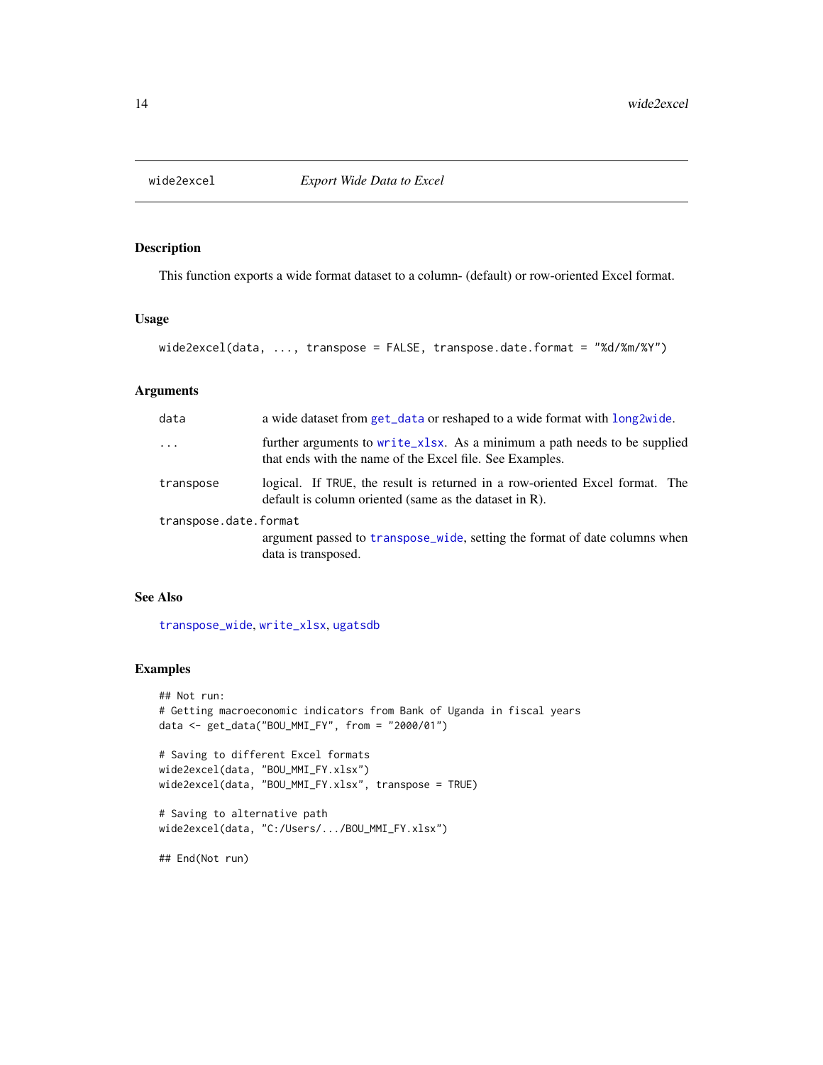## wide2excel — *Export Wide Data to Excel*

### Description

This function exports a wide format dataset to a column- (default) or row-oriented Excel format.

### Usage

```
wide2excel(data, ..., transpose = FALSE, transpose.date.format = "%d/%m/%Y")
```

### Arguments

| Argument | Description |
|---|---|
| `data` | a wide dataset from `get_data` or reshaped to a wide format with `long2wide`. |
| `...` | further arguments to `write_xlsx`. As a minimum a path needs to be supplied that ends with the name of the Excel file. See Examples. |
| `transpose` | logical. If `TRUE`, the result is returned in a row-oriented Excel format. The default is column oriented (same as the dataset in R). |
| `transpose.date.format` | argument passed to `transpose_wide`, setting the format of date columns when data is transposed. |

### See Also

`transpose_wide`, `write_xlsx`, `ugatsdb`

### Examples

```
## Not run:
# Getting macroeconomic indicators from Bank of Uganda in fiscal years
data <- get_data("BOU_MMI_FY", from = "2000/01")

# Saving to different Excel formats
wide2excel(data, "BOU_MMI_FY.xlsx")
wide2excel(data, "BOU_MMI_FY.xlsx", transpose = TRUE)

# Saving to alternative path
wide2excel(data, "C:/Users/.../BOU_MMI_FY.xlsx")

## End(Not run)
```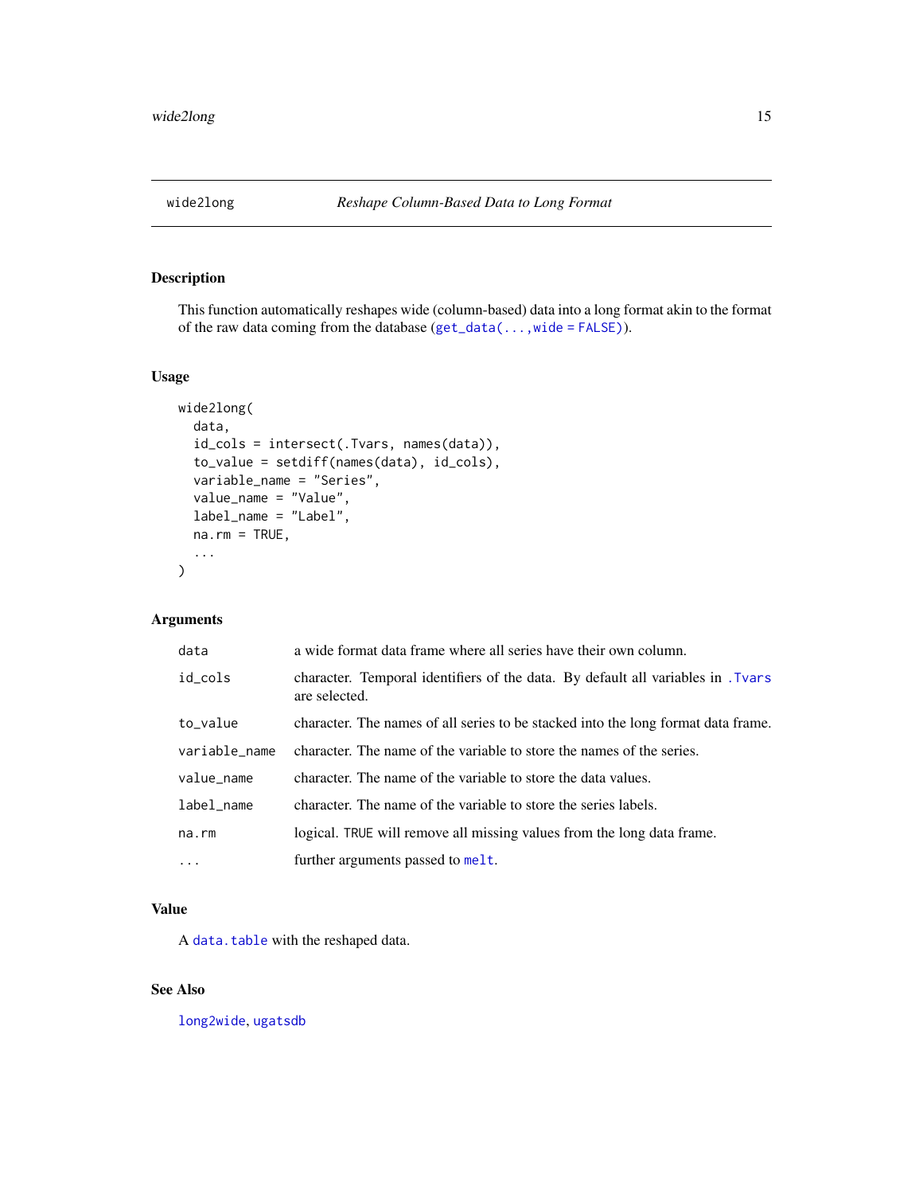## wide2long — *Reshape Column-Based Data to Long Format*

### Description

This function automatically reshapes wide (column-based) data into a long format akin to the format of the raw data coming from the database (`get_data(...,wide = FALSE)`).

### Usage

```
wide2long(
  data,
  id_cols = intersect(.Tvars, names(data)),
  to_value = setdiff(names(data), id_cols),
  variable_name = "Series",
  value_name = "Value",
  label_name = "Label",
  na.rm = TRUE,
  ...
)
```

### Arguments

| | |
|---|---|
| `data` | a wide format data frame where all series have their own column. |
| `id_cols` | character. Temporal identifiers of the data. By default all variables in `.Tvars` are selected. |
| `to_value` | character. The names of all series to be stacked into the long format data frame. |
| `variable_name` | character. The name of the variable to store the names of the series. |
| `value_name` | character. The name of the variable to store the data values. |
| `label_name` | character. The name of the variable to store the series labels. |
| `na.rm` | logical. `TRUE` will remove all missing values from the long data frame. |
| `...` | further arguments passed to `melt`. |

### Value

A `data.table` with the reshaped data.

### See Also

`long2wide`, `ugatsdb`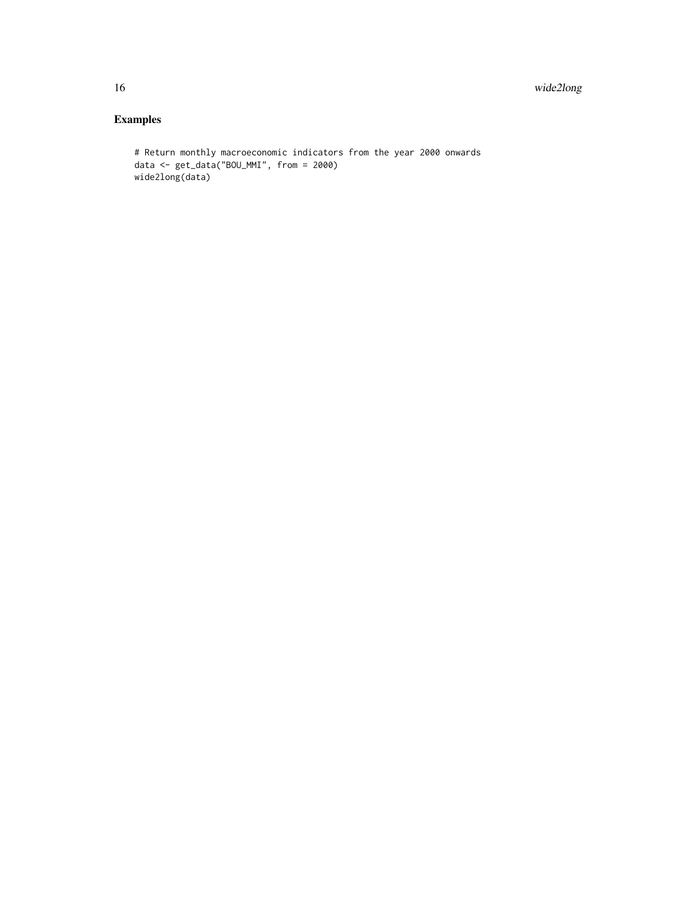## Examples

```
# Return monthly macroeconomic indicators from the year 2000 onwards
data <- get_data("BOU_MMI", from = 2000)
wide2long(data)
```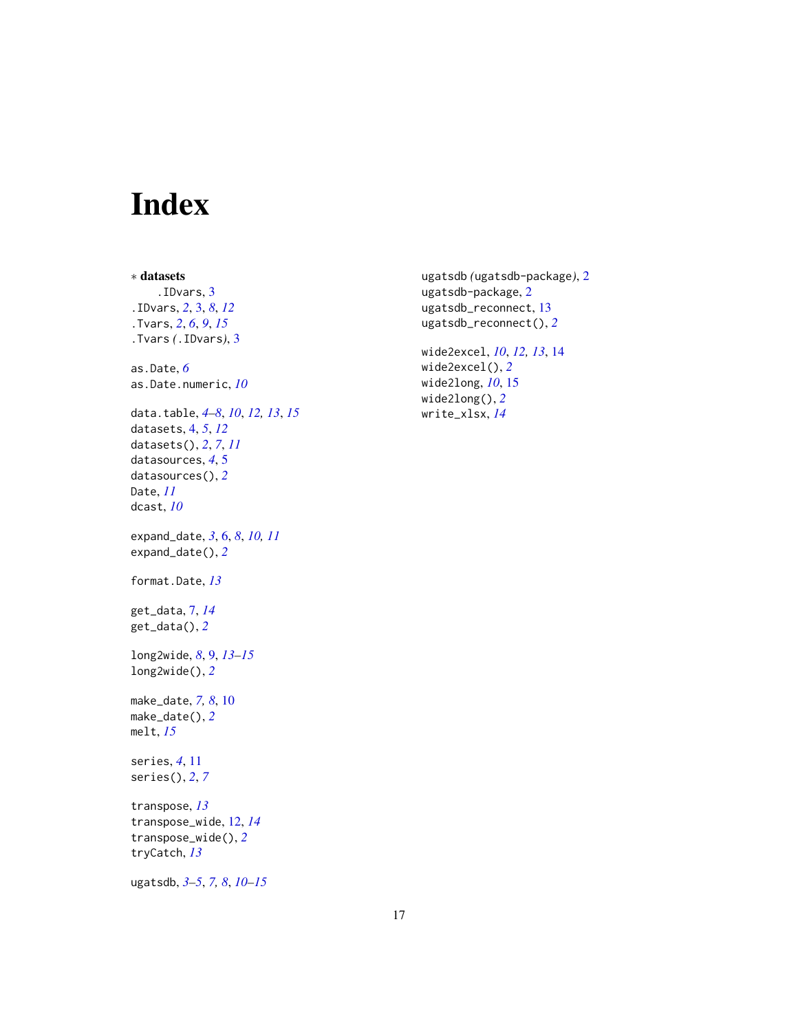# Index

∗ **datasets**
    .IDvars, 3

.IDvars, *2*, 3, *8*, *12*
.Tvars, *2*, *6*, *9*, *15*
.Tvars (.IDvars), 3

as.Date, *6*
as.Date.numeric, *10*

data.table, *4–8*, *10*, *12*, *13*, *15*
datasets, 4, *5*, *12*
datasets(), *2*, *7*, *11*
datasources, *4*, 5
datasources(), *2*
Date, *11*
dcast, *10*

expand_date, *3*, 6, *8*, *10*, *11*
expand_date(), *2*

format.Date, *13*

get_data, 7, *14*
get_data(), *2*

long2wide, *8*, 9, *13–15*
long2wide(), *2*

make_date, *7*, *8*, 10
make_date(), *2*
melt, *15*

series, *4*, 11
series(), *2*, *7*

transpose, *13*
transpose_wide, 12, *14*
transpose_wide(), *2*
tryCatch, *13*

ugatsdb, *3–5*, *7*, *8*, *10–15*
ugatsdb (ugatsdb-package), 2
ugatsdb-package, 2
ugatsdb_reconnect, 13
ugatsdb_reconnect(), *2*

wide2excel, *10*, *12*, *13*, 14
wide2excel(), *2*
wide2long, *10*, 15
wide2long(), *2*
write_xlsx, *14*